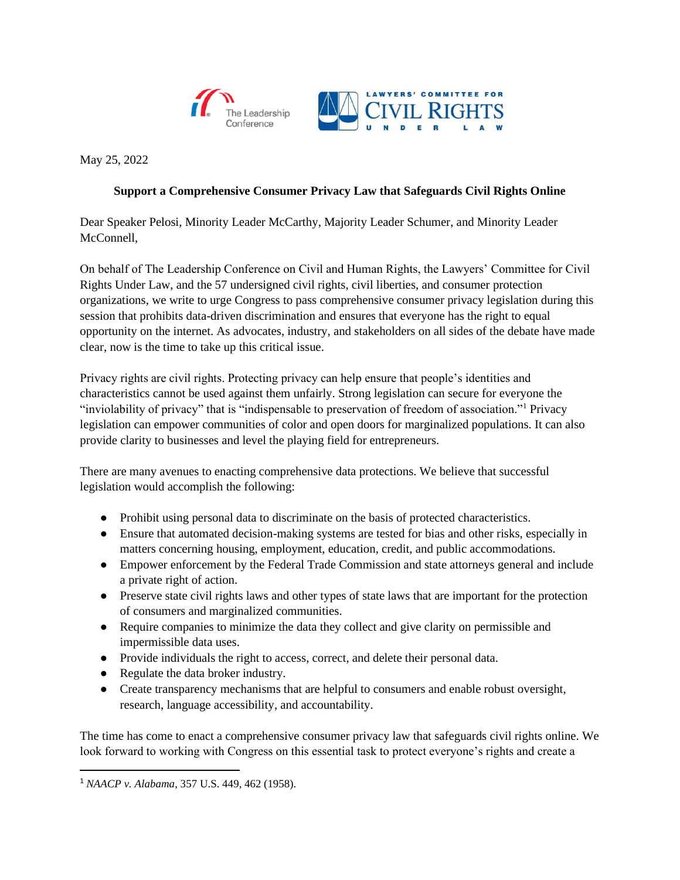The Leadership Conference | Lawyers' Committee for Civil Rights Under Law

May 25, 2022

**Support a Comprehensive Consumer Privacy Law that Safeguards Civil Rights Online**

Dear Speaker Pelosi, Minority Leader McCarthy, Majority Leader Schumer, and Minority Leader McConnell,

On behalf of The Leadership Conference on Civil and Human Rights, the Lawyers' Committee for Civil Rights Under Law, and the 57 undersigned civil rights, civil liberties, and consumer protection organizations, we write to urge Congress to pass comprehensive consumer privacy legislation during this session that prohibits data-driven discrimination and ensures that everyone has the right to equal opportunity on the internet. As advocates, industry, and stakeholders on all sides of the debate have made clear, now is the time to take up this critical issue.

Privacy rights are civil rights. Protecting privacy can help ensure that people's identities and characteristics cannot be used against them unfairly. Strong legislation can secure for everyone the "inviolability of privacy" that is "indispensable to preservation of freedom of association."[1] Privacy legislation can empower communities of color and open doors for marginalized populations. It can also provide clarity to businesses and level the playing field for entrepreneurs.

There are many avenues to enacting comprehensive data protections. We believe that successful legislation would accomplish the following:

- Prohibit using personal data to discriminate on the basis of protected characteristics.
- Ensure that automated decision-making systems are tested for bias and other risks, especially in matters concerning housing, employment, education, credit, and public accommodations.
- Empower enforcement by the Federal Trade Commission and state attorneys general and include a private right of action.
- Preserve state civil rights laws and other types of state laws that are important for the protection of consumers and marginalized communities.
- Require companies to minimize the data they collect and give clarity on permissible and impermissible data uses.
- Provide individuals the right to access, correct, and delete their personal data.
- Regulate the data broker industry.
- Create transparency mechanisms that are helpful to consumers and enable robust oversight, research, language accessibility, and accountability.

The time has come to enact a comprehensive consumer privacy law that safeguards civil rights online. We look forward to working with Congress on this essential task to protect everyone's rights and create a

---

[1] *NAACP v. Alabama*, 357 U.S. 449, 462 (1958).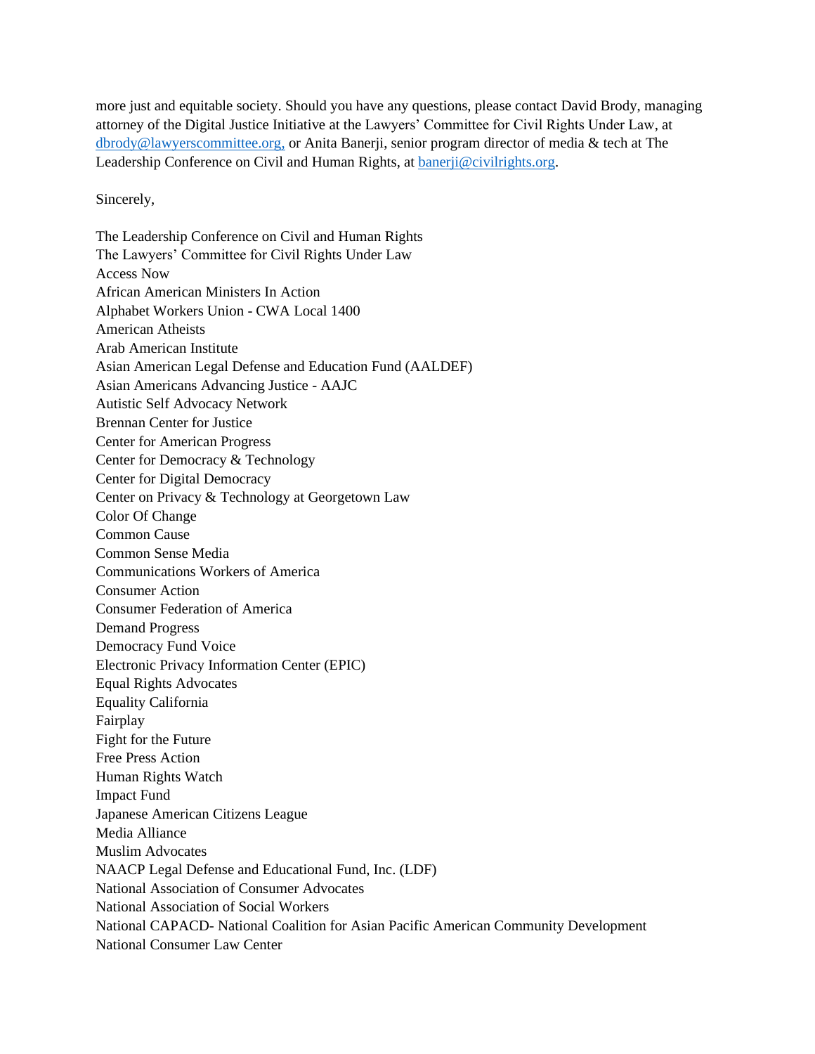more just and equitable society. Should you have any questions, please contact David Brody, managing attorney of the Digital Justice Initiative at the Lawyers' Committee for Civil Rights Under Law, at [dbrody@lawyerscommittee.org,](mailto:dbrody@lawyerscommittee.org) or Anita Banerji, senior program director of media & tech at The Leadership Conference on Civil and Human Rights, at [banerji@civilrights.org](mailto:banerji@civilrights.org).

Sincerely,

The Leadership Conference on Civil and Human Rights
The Lawyers' Committee for Civil Rights Under Law
Access Now
African American Ministers In Action
Alphabet Workers Union - CWA Local 1400
American Atheists
Arab American Institute
Asian American Legal Defense and Education Fund (AALDEF)
Asian Americans Advancing Justice - AAJC
Autistic Self Advocacy Network
Brennan Center for Justice
Center for American Progress
Center for Democracy & Technology
Center for Digital Democracy
Center on Privacy & Technology at Georgetown Law
Color Of Change
Common Cause
Common Sense Media
Communications Workers of America
Consumer Action
Consumer Federation of America
Demand Progress
Democracy Fund Voice
Electronic Privacy Information Center (EPIC)
Equal Rights Advocates
Equality California
Fairplay
Fight for the Future
Free Press Action
Human Rights Watch
Impact Fund
Japanese American Citizens League
Media Alliance
Muslim Advocates
NAACP Legal Defense and Educational Fund, Inc. (LDF)
National Association of Consumer Advocates
National Association of Social Workers
National CAPACD- National Coalition for Asian Pacific American Community Development
National Consumer Law Center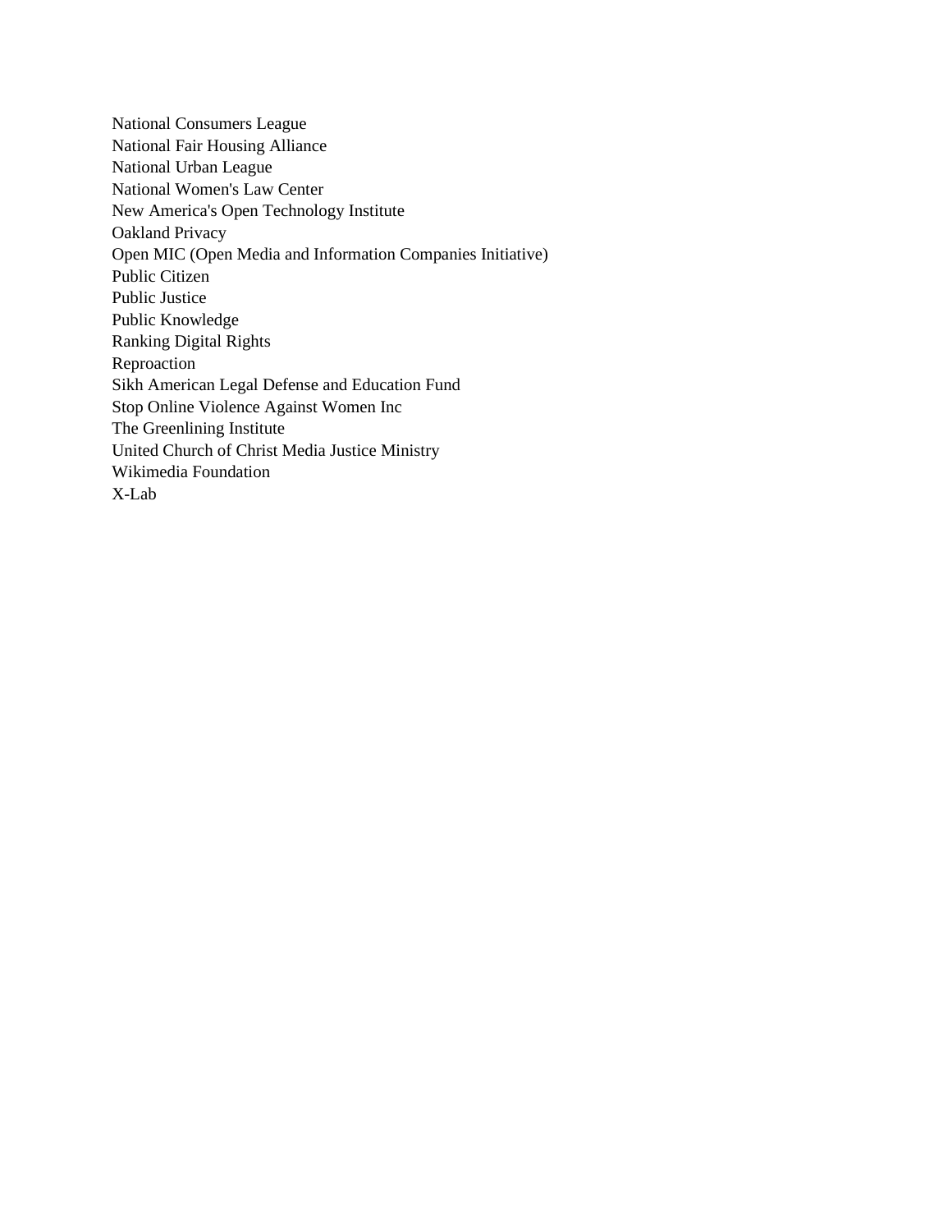National Consumers League
National Fair Housing Alliance
National Urban League
National Women's Law Center
New America's Open Technology Institute
Oakland Privacy
Open MIC (Open Media and Information Companies Initiative)
Public Citizen
Public Justice
Public Knowledge
Ranking Digital Rights
Reproaction
Sikh American Legal Defense and Education Fund
Stop Online Violence Against Women Inc
The Greenlining Institute
United Church of Christ Media Justice Ministry
Wikimedia Foundation
X-Lab